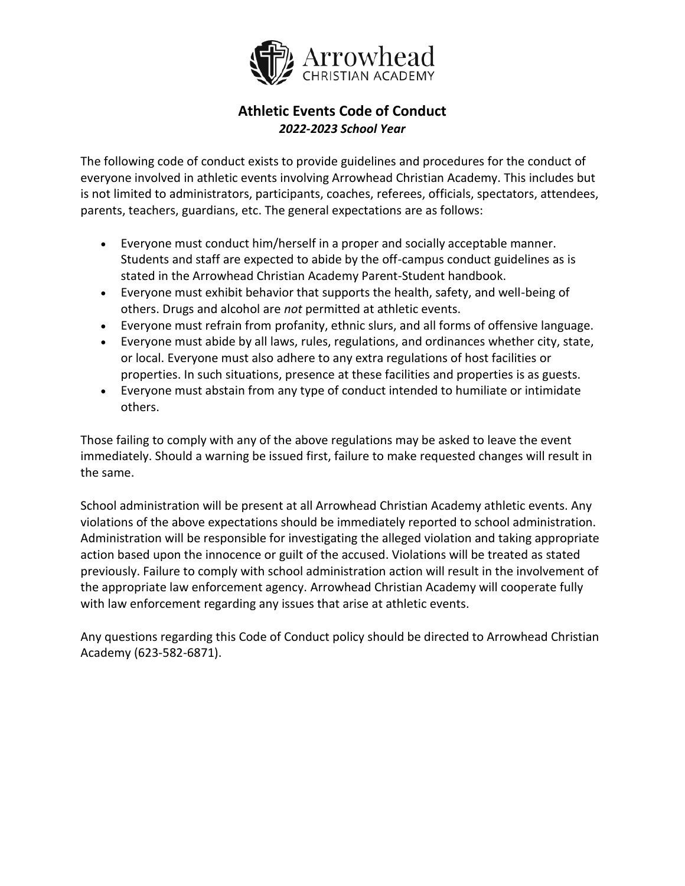Arrowhead
CHRISTIAN ACADEMY

## Athletic Events Code of Conduct

***2022-2023 School Year***

The following code of conduct exists to provide guidelines and procedures for the conduct of everyone involved in athletic events involving Arrowhead Christian Academy. This includes but is not limited to administrators, participants, coaches, referees, officials, spectators, attendees, parents, teachers, guardians, etc. The general expectations are as follows:

- Everyone must conduct him/herself in a proper and socially acceptable manner. Students and staff are expected to abide by the off-campus conduct guidelines as is stated in the Arrowhead Christian Academy Parent-Student handbook.
- Everyone must exhibit behavior that supports the health, safety, and well-being of others. Drugs and alcohol are *not* permitted at athletic events.
- Everyone must refrain from profanity, ethnic slurs, and all forms of offensive language.
- Everyone must abide by all laws, rules, regulations, and ordinances whether city, state, or local. Everyone must also adhere to any extra regulations of host facilities or properties. In such situations, presence at these facilities and properties is as guests.
- Everyone must abstain from any type of conduct intended to humiliate or intimidate others.

Those failing to comply with any of the above regulations may be asked to leave the event immediately. Should a warning be issued first, failure to make requested changes will result in the same.

School administration will be present at all Arrowhead Christian Academy athletic events. Any violations of the above expectations should be immediately reported to school administration. Administration will be responsible for investigating the alleged violation and taking appropriate action based upon the innocence or guilt of the accused. Violations will be treated as stated previously. Failure to comply with school administration action will result in the involvement of the appropriate law enforcement agency. Arrowhead Christian Academy will cooperate fully with law enforcement regarding any issues that arise at athletic events.

Any questions regarding this Code of Conduct policy should be directed to Arrowhead Christian Academy (623-582-6871).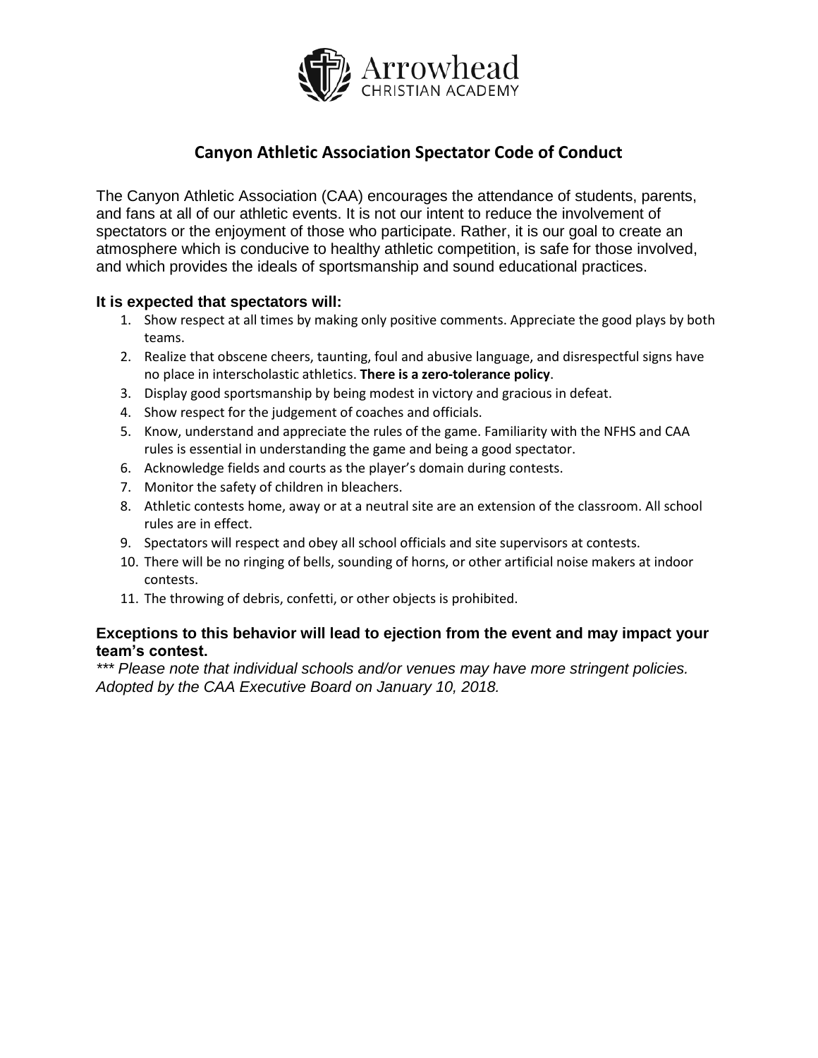Arrowhead
CHRISTIAN ACADEMY

# Canyon Athletic Association Spectator Code of Conduct

The Canyon Athletic Association (CAA) encourages the attendance of students, parents, and fans at all of our athletic events. It is not our intent to reduce the involvement of spectators or the enjoyment of those who participate. Rather, it is our goal to create an atmosphere which is conducive to healthy athletic competition, is safe for those involved, and which provides the ideals of sportsmanship and sound educational practices.

### It is expected that spectators will:

1. Show respect at all times by making only positive comments. Appreciate the good plays by both teams.
2. Realize that obscene cheers, taunting, foul and abusive language, and disrespectful signs have no place in interscholastic athletics. **There is a zero-tolerance policy**.
3. Display good sportsmanship by being modest in victory and gracious in defeat.
4. Show respect for the judgement of coaches and officials.
5. Know, understand and appreciate the rules of the game. Familiarity with the NFHS and CAA rules is essential in understanding the game and being a good spectator.
6. Acknowledge fields and courts as the player's domain during contests.
7. Monitor the safety of children in bleachers.
8. Athletic contests home, away or at a neutral site are an extension of the classroom. All school rules are in effect.
9. Spectators will respect and obey all school officials and site supervisors at contests.
10. There will be no ringing of bells, sounding of horns, or other artificial noise makers at indoor contests.
11. The throwing of debris, confetti, or other objects is prohibited.

**Exceptions to this behavior will lead to ejection from the event and may impact your team's contest.**

*\*\*\* Please note that individual schools and/or venues may have more stringent policies. Adopted by the CAA Executive Board on January 10, 2018.*